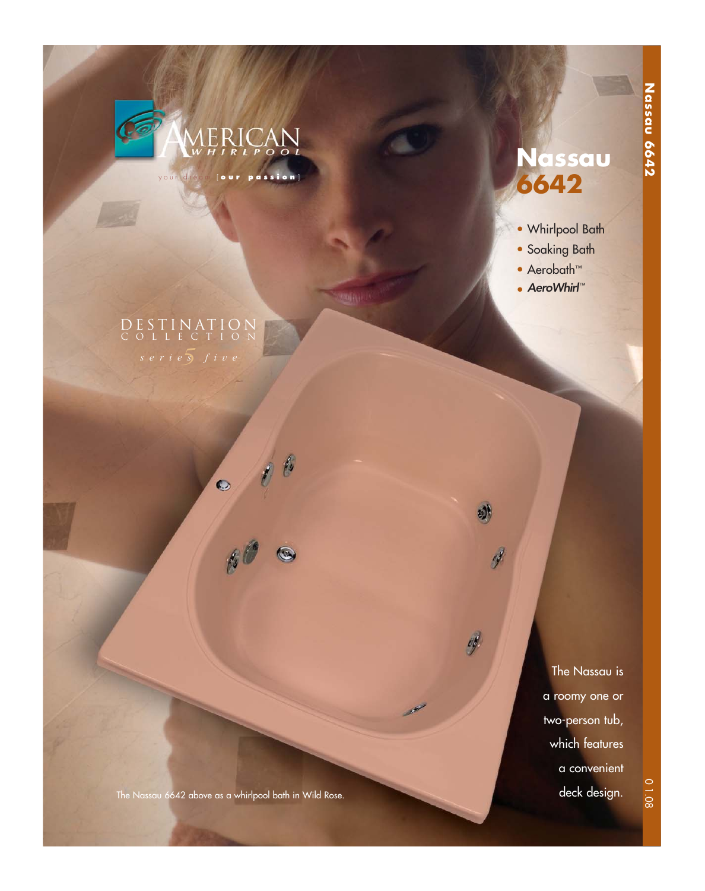AMERICAN WHIRLPOOL

your dream [our passion]

# Nassau 6642

- Whirlpool Bath
- Soaking Bath
- Aerobath™
- ***AeroWhirl***™

DESTINATION COLLECTION

*series 5 five*

The Nassau is a roomy one or two-person tub, which features a convenient deck design.

The Nassau 6642 above as a whirlpool bath in Wild Rose.

01.08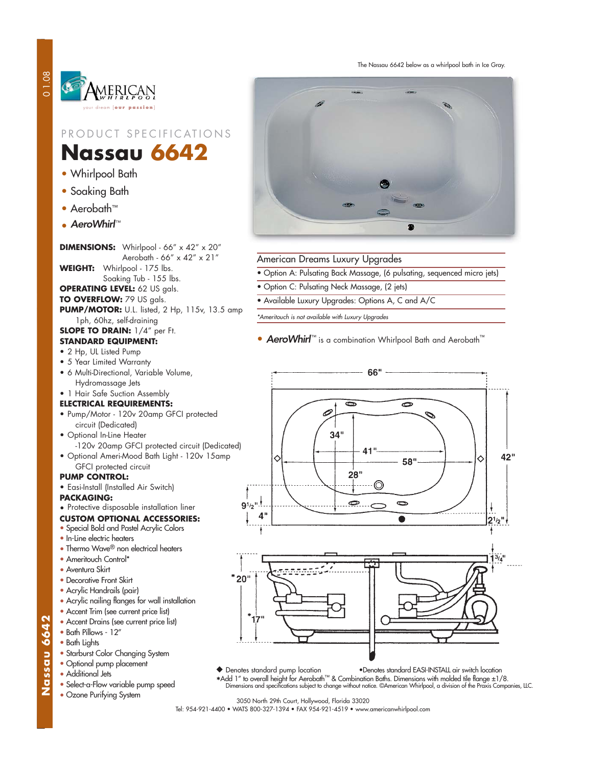PRODUCT SPECIFICATIONS

# Nassau 6642

- Whirlpool Bath
- Soaking Bath
- Aerobath™
- *AeroWhirl*™

**DIMENSIONS:** Whirlpool - 66″ x 42″ x 20″
Aerobath - 66″ x 42″ x 21″

**WEIGHT:** Whirlpool - 175 lbs.
Soaking Tub - 155 lbs.

**OPERATING LEVEL:** 62 US gals.

**TO OVERFLOW:** 79 US gals.

**PUMP/MOTOR:** U.L. listed, 2 Hp, 115v, 13.5 amp 1ph, 60hz, self-draining

**SLOPE TO DRAIN:** 1/4″ per Ft.

**STANDARD EQUIPMENT:**

- 2 Hp, UL Listed Pump
- 5 Year Limited Warranty
- 6 Multi-Directional, Variable Volume, Hydromassage Jets
- 1 Hair Safe Suction Assembly

**ELECTRICAL REQUIREMENTS:**

- Pump/Motor - 120v 20amp GFCI protected circuit (Dedicated)
- Optional In-Line Heater -120v 20amp GFCI protected circuit (Dedicated)
- Optional Ameri-Mood Bath Light - 120v 15amp GFCI protected circuit

**PUMP CONTROL:**

- Easi-Install (Installed Air Switch)

**PACKAGING:**

- Protective disposable installation liner

**CUSTOM OPTIONAL ACCESSORIES:**

- Special Bold and Pastel Acrylic Colors
- In-Line electric heaters
- Thermo Wave® non electrical heaters
- Ameritouch Control*
- Aventura Skirt
- Decorative Front Skirt
- Acrylic Handrails (pair)
- Acrylic nailing flanges for wall installation
- Accent Trim (see current price list)
- Accent Drains (see current price list)
- Bath Pillows - 12″
- Bath Lights
- Starburst Color Changing System
- Optional pump placement
- Additional Jets
- Select-a-Flow variable pump speed
- Ozone Purifying System

The Nassau 6642 below as a whirlpool bath in Ice Gray.

## American Dreams Luxury Upgrades

- Option A: Pulsating Back Massage, (6 pulsating, sequenced micro jets)
- Option C: Pulsating Neck Massage, (2 jets)
- Available Luxury Upgrades: Options A, C and A/C

*\*Ameritouch is not available with Luxury Upgrades*

- *AeroWhirl*™ is a combination Whirlpool Bath and Aerobath™

66"
34"
41"
58"
28"
42"
9 1/2"
4"
2 1/2"
1 3/4"
*20"
*17"

◆ Denotes standard pump location •Denotes standard EASI-INSTALL air switch location

*Add 1" to overall height for Aerobath™ & Combination Baths. Dimensions with molded tile flange ±1/8.
Dimensions and specifications subject to change without notice. ©American Whirlpool, a division of the Praxis Companies, LLC.

3050 North 29th Court, Hollywood, Florida 33020
Tel: 954-921-4400 • WATS 800-327-1394 • FAX 954-921-4519 • www.americanwhirlpool.com